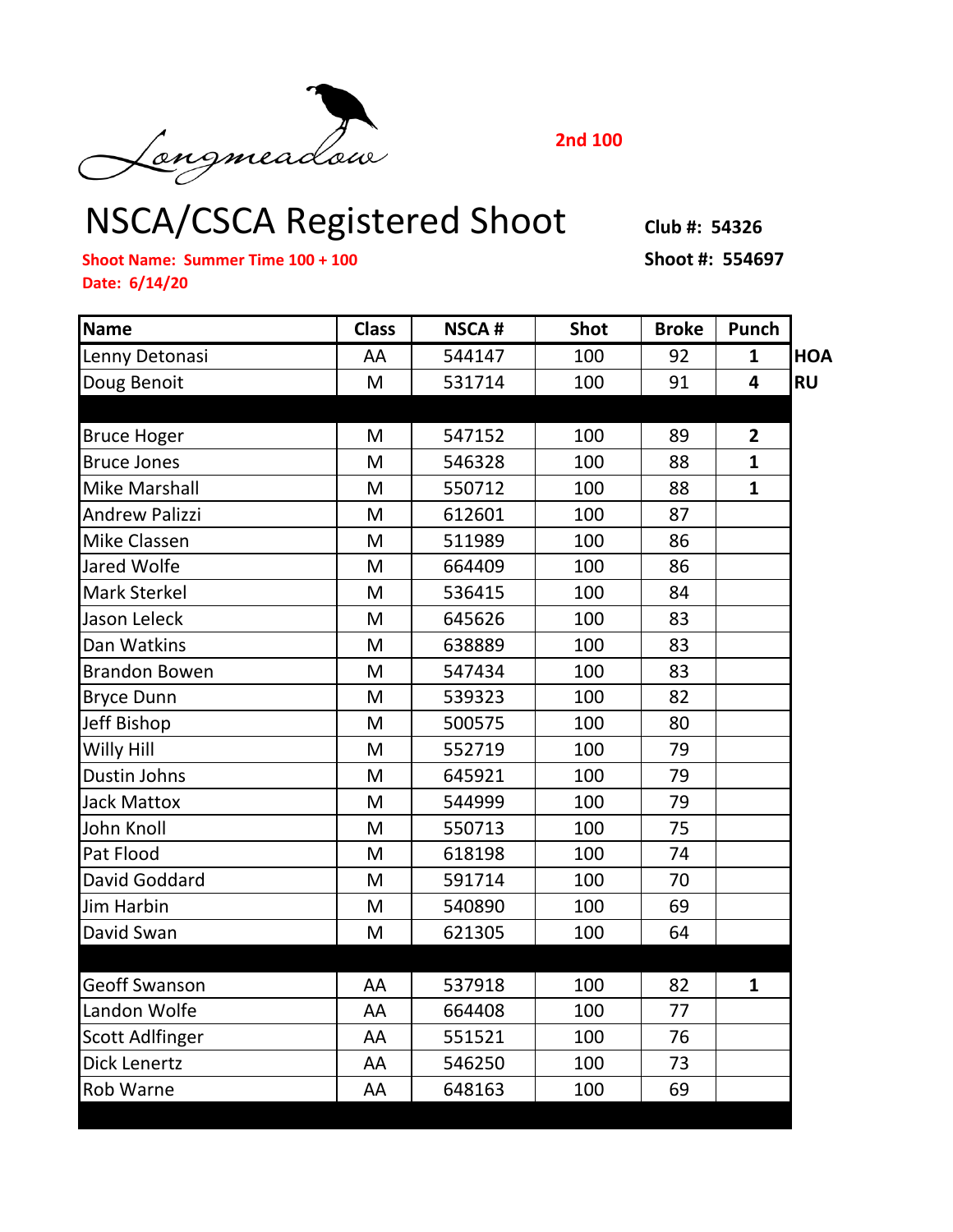Longmeadow

**2nd 100**

# NSCA/CSCA Registered Shoot

**Club #: 54326**

**Shoot #: 554697**

**Shoot Name: Summer Time 100 + 100**

**Date: 6/14/20**

| Name | Class | NSCA # | Shot | Broke | Punch | |
|---|---|---|---|---|---|---|
| Lenny Detonasi | AA | 544147 | 100 | 92 | **1** | **HOA** |
| Doug Benoit | M | 531714 | 100 | 91 | **4** | **RU** |
| | | | | | | |
| Bruce Hoger | M | 547152 | 100 | 89 | **2** | |
| Bruce Jones | M | 546328 | 100 | 88 | **1** | |
| Mike Marshall | M | 550712 | 100 | 88 | **1** | |
| Andrew Palizzi | M | 612601 | 100 | 87 | | |
| Mike Classen | M | 511989 | 100 | 86 | | |
| Jared Wolfe | M | 664409 | 100 | 86 | | |
| Mark Sterkel | M | 536415 | 100 | 84 | | |
| Jason Leleck | M | 645626 | 100 | 83 | | |
| Dan Watkins | M | 638889 | 100 | 83 | | |
| Brandon Bowen | M | 547434 | 100 | 83 | | |
| Bryce Dunn | M | 539323 | 100 | 82 | | |
| Jeff Bishop | M | 500575 | 100 | 80 | | |
| Willy Hill | M | 552719 | 100 | 79 | | |
| Dustin Johns | M | 645921 | 100 | 79 | | |
| Jack Mattox | M | 544999 | 100 | 79 | | |
| John Knoll | M | 550713 | 100 | 75 | | |
| Pat Flood | M | 618198 | 100 | 74 | | |
| David Goddard | M | 591714 | 100 | 70 | | |
| Jim Harbin | M | 540890 | 100 | 69 | | |
| David Swan | M | 621305 | 100 | 64 | | |
| | | | | | | |
| Geoff Swanson | AA | 537918 | 100 | 82 | **1** | |
| Landon Wolfe | AA | 664408 | 100 | 77 | | |
| Scott Adlfinger | AA | 551521 | 100 | 76 | | |
| Dick Lenertz | AA | 546250 | 100 | 73 | | |
| Rob Warne | AA | 648163 | 100 | 69 | | |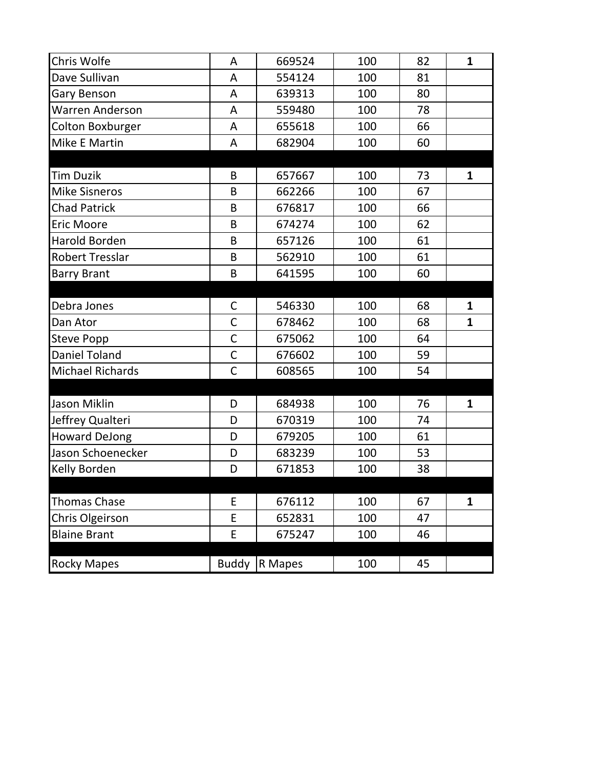| | | | | | |
|---|---|---|---|---|---|
| Chris Wolfe | A | 669524 | 100 | 82 | **1** |
| Dave Sullivan | A | 554124 | 100 | 81 | |
| Gary Benson | A | 639313 | 100 | 80 | |
| Warren Anderson | A | 559480 | 100 | 78 | |
| Colton Boxburger | A | 655618 | 100 | 66 | |
| Mike E Martin | A | 682904 | 100 | 60 | |
| | | | | | |
| Tim Duzik | B | 657667 | 100 | 73 | **1** |
| Mike Sisneros | B | 662266 | 100 | 67 | |
| Chad Patrick | B | 676817 | 100 | 66 | |
| Eric Moore | B | 674274 | 100 | 62 | |
| Harold Borden | B | 657126 | 100 | 61 | |
| Robert Tresslar | B | 562910 | 100 | 61 | |
| Barry Brant | B | 641595 | 100 | 60 | |
| | | | | | |
| Debra Jones | C | 546330 | 100 | 68 | **1** |
| Dan Ator | C | 678462 | 100 | 68 | **1** |
| Steve Popp | C | 675062 | 100 | 64 | |
| Daniel Toland | C | 676602 | 100 | 59 | |
| Michael Richards | C | 608565 | 100 | 54 | |
| | | | | | |
| Jason Miklin | D | 684938 | 100 | 76 | **1** |
| Jeffrey Qualteri | D | 670319 | 100 | 74 | |
| Howard DeJong | D | 679205 | 100 | 61 | |
| Jason Schoenecker | D | 683239 | 100 | 53 | |
| Kelly Borden | D | 671853 | 100 | 38 | |
| | | | | | |
| Thomas Chase | E | 676112 | 100 | 67 | **1** |
| Chris Olgeirson | E | 652831 | 100 | 47 | |
| Blaine Brant | E | 675247 | 100 | 46 | |
| | | | | | |
| Rocky Mapes | Buddy | R Mapes | 100 | 45 | |